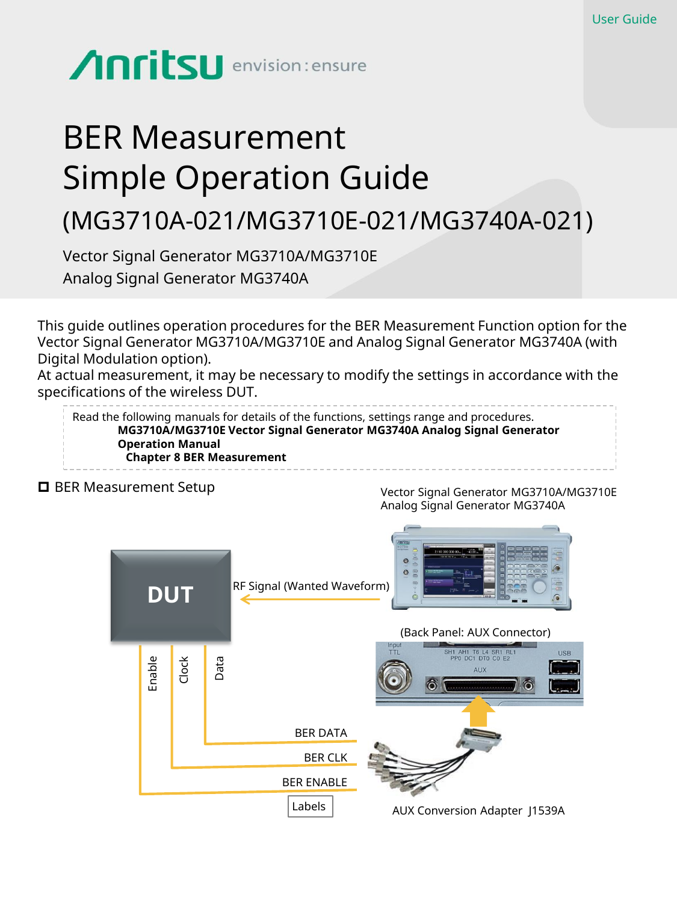User Guide

Anritsu envision : ensure

# BER Measurement Simple Operation Guide

## (MG3710A-021/MG3710E-021/MG3740A-021)

Vector Signal Generator MG3710A/MG3710E
Analog Signal Generator MG3740A

This guide outlines operation procedures for the BER Measurement Function option for the Vector Signal Generator MG3710A/MG3710E and Analog Signal Generator MG3740A (with Digital Modulation option).
At actual measurement, it may be necessary to modify the settings in accordance with the specifications of the wireless DUT.

> Read the following manuals for details of the functions, settings range and procedures.
> **MG3710A/MG3710E Vector Signal Generator MG3740A Analog Signal Generator Operation Manual**
> **Chapter 8 BER Measurement**

### ◻ BER Measurement Setup

Vector Signal Generator MG3710A/MG3710E
Analog Signal Generator MG3740A

DUT

RF Signal (Wanted Waveform)

(Back Panel: AUX Connector)

Enable

Clock

Data

BER DATA

BER CLK

BER ENABLE

Labels

AUX Conversion Adapter J1539A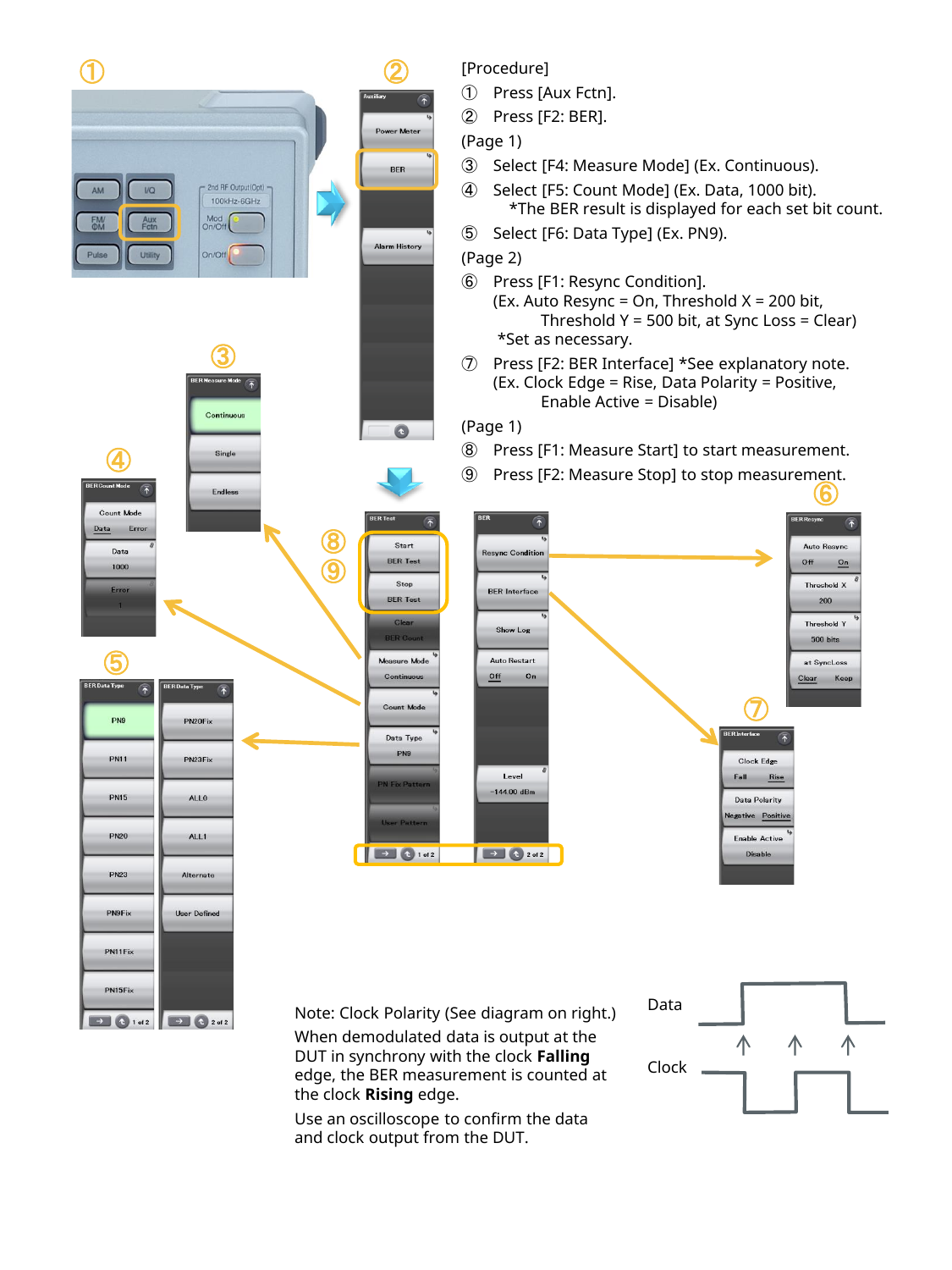[Procedure]

① Press [Aux Fctn].

② Press [F2: BER].

(Page 1)

③ Select [F4: Measure Mode] (Ex. Continuous).

④ Select [F5: Count Mode] (Ex. Data, 1000 bit).
*The BER result is displayed for each set bit count.

⑤ Select [F6: Data Type] (Ex. PN9).

(Page 2)

⑥ Press [F1: Resync Condition].
(Ex. Auto Resync = On, Threshold X = 200 bit,
Threshold Y = 500 bit, at Sync Loss = Clear)
*Set as necessary.

⑦ Press [F2: BER Interface] *See explanatory note.
(Ex. Clock Edge = Rise, Data Polarity = Positive,
Enable Active = Disable).

(Page 1)

⑧ Press [F1: Measure Start] to start measurement.

⑨ Press [F2: Measure Stop] to stop measurement.

Note: Clock Polarity (See diagram on right.)

When demodulated data is output at the DUT in synchrony with the clock **Falling** edge, the BER measurement is counted at the clock **Rising** edge.

Use an oscilloscope to confirm the data and clock output from the DUT.

Data

Clock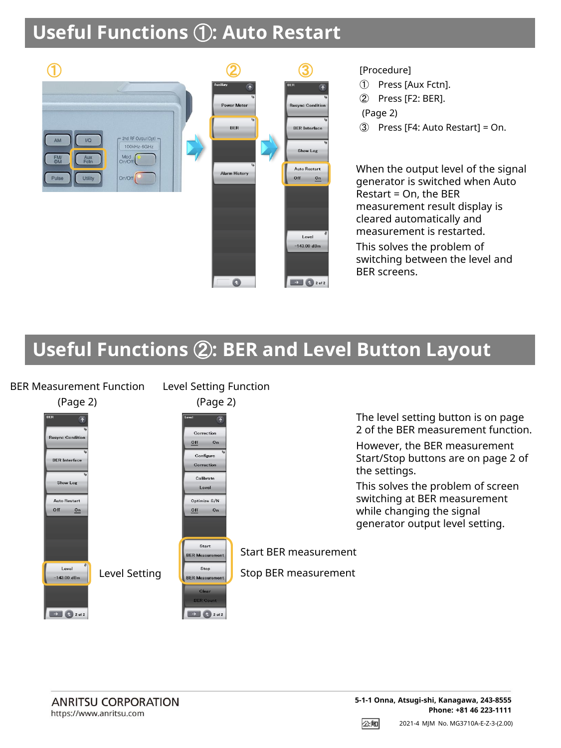# Useful Functions ①: Auto Restart

[Procedure]

① Press [Aux Fctn].

② Press [F2: BER].

(Page 2)

③ Press [F4: Auto Restart] = On.

When the output level of the signal generator is switched when Auto Restart = On, the BER measurement result display is cleared automatically and measurement is restarted.

This solves the problem of switching between the level and BER screens.

# Useful Functions ②: BER and Level Button Layout

BER Measurement Function (Page 2)

Level Setting Function (Page 2)

Level Setting

Start BER measurement

Stop BER measurement

The level setting button is on page 2 of the BER measurement function.

However, the BER measurement Start/Stop buttons are on page 2 of the settings.

This solves the problem of screen switching at BER measurement while changing the signal generator output level setting.

ANRITSU CORPORATION
https://www.anritsu.com

5-1-1 Onna, Atsugi-shi, Kanagawa, 243-8555
Phone: +81 46 223-1111

公知 2021-4 MJM No. MG3710A-E-Z-3-(2.00)